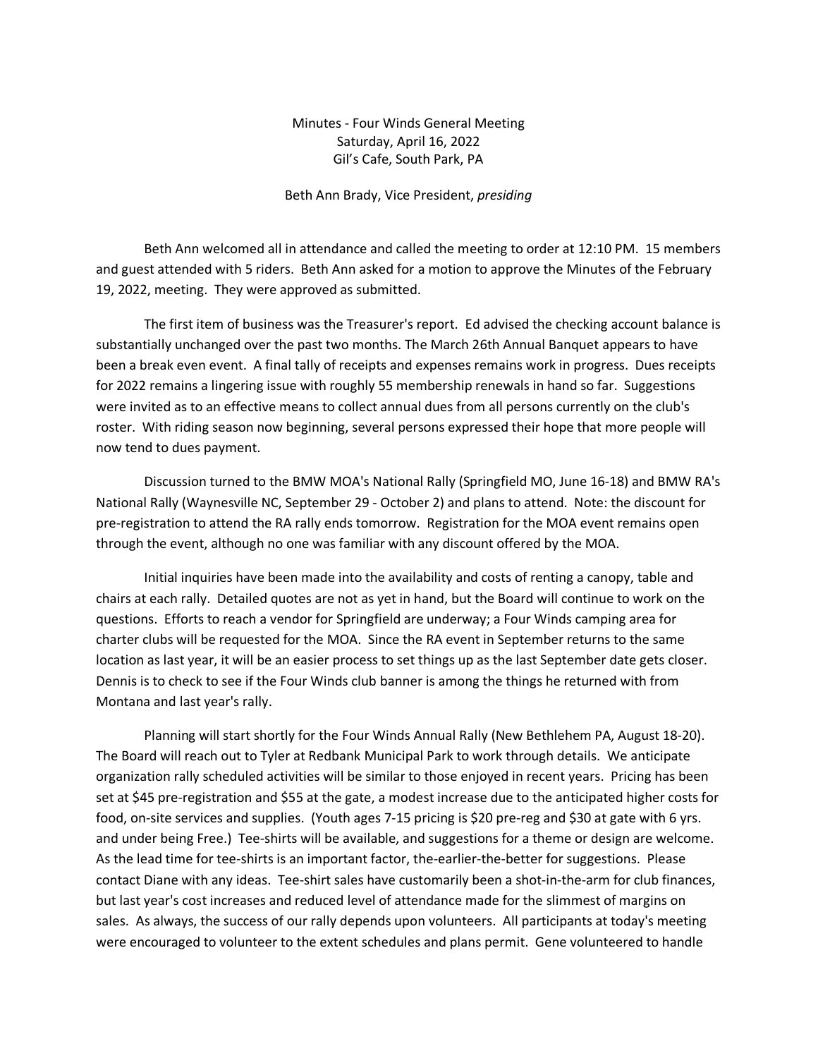Minutes - Four Winds General Meeting
Saturday, April 16, 2022
Gil's Cafe, South Park, PA

Beth Ann Brady, Vice President, *presiding*

Beth Ann welcomed all in attendance and called the meeting to order at 12:10 PM. 15 members and guest attended with 5 riders. Beth Ann asked for a motion to approve the Minutes of the February 19, 2022, meeting. They were approved as submitted.

The first item of business was the Treasurer's report. Ed advised the checking account balance is substantially unchanged over the past two months. The March 26th Annual Banquet appears to have been a break even event. A final tally of receipts and expenses remains work in progress. Dues receipts for 2022 remains a lingering issue with roughly 55 membership renewals in hand so far. Suggestions were invited as to an effective means to collect annual dues from all persons currently on the club's roster. With riding season now beginning, several persons expressed their hope that more people will now tend to dues payment.

Discussion turned to the BMW MOA's National Rally (Springfield MO, June 16-18) and BMW RA's National Rally (Waynesville NC, September 29 - October 2) and plans to attend. Note: the discount for pre-registration to attend the RA rally ends tomorrow. Registration for the MOA event remains open through the event, although no one was familiar with any discount offered by the MOA.

Initial inquiries have been made into the availability and costs of renting a canopy, table and chairs at each rally. Detailed quotes are not as yet in hand, but the Board will continue to work on the questions. Efforts to reach a vendor for Springfield are underway; a Four Winds camping area for charter clubs will be requested for the MOA. Since the RA event in September returns to the same location as last year, it will be an easier process to set things up as the last September date gets closer. Dennis is to check to see if the Four Winds club banner is among the things he returned with from Montana and last year's rally.

Planning will start shortly for the Four Winds Annual Rally (New Bethlehem PA, August 18-20). The Board will reach out to Tyler at Redbank Municipal Park to work through details. We anticipate organization rally scheduled activities will be similar to those enjoyed in recent years. Pricing has been set at $45 pre-registration and $55 at the gate, a modest increase due to the anticipated higher costs for food, on-site services and supplies. (Youth ages 7-15 pricing is $20 pre-reg and $30 at gate with 6 yrs. and under being Free.) Tee-shirts will be available, and suggestions for a theme or design are welcome. As the lead time for tee-shirts is an important factor, the-earlier-the-better for suggestions. Please contact Diane with any ideas. Tee-shirt sales have customarily been a shot-in-the-arm for club finances, but last year's cost increases and reduced level of attendance made for the slimmest of margins on sales. As always, the success of our rally depends upon volunteers. All participants at today's meeting were encouraged to volunteer to the extent schedules and plans permit. Gene volunteered to handle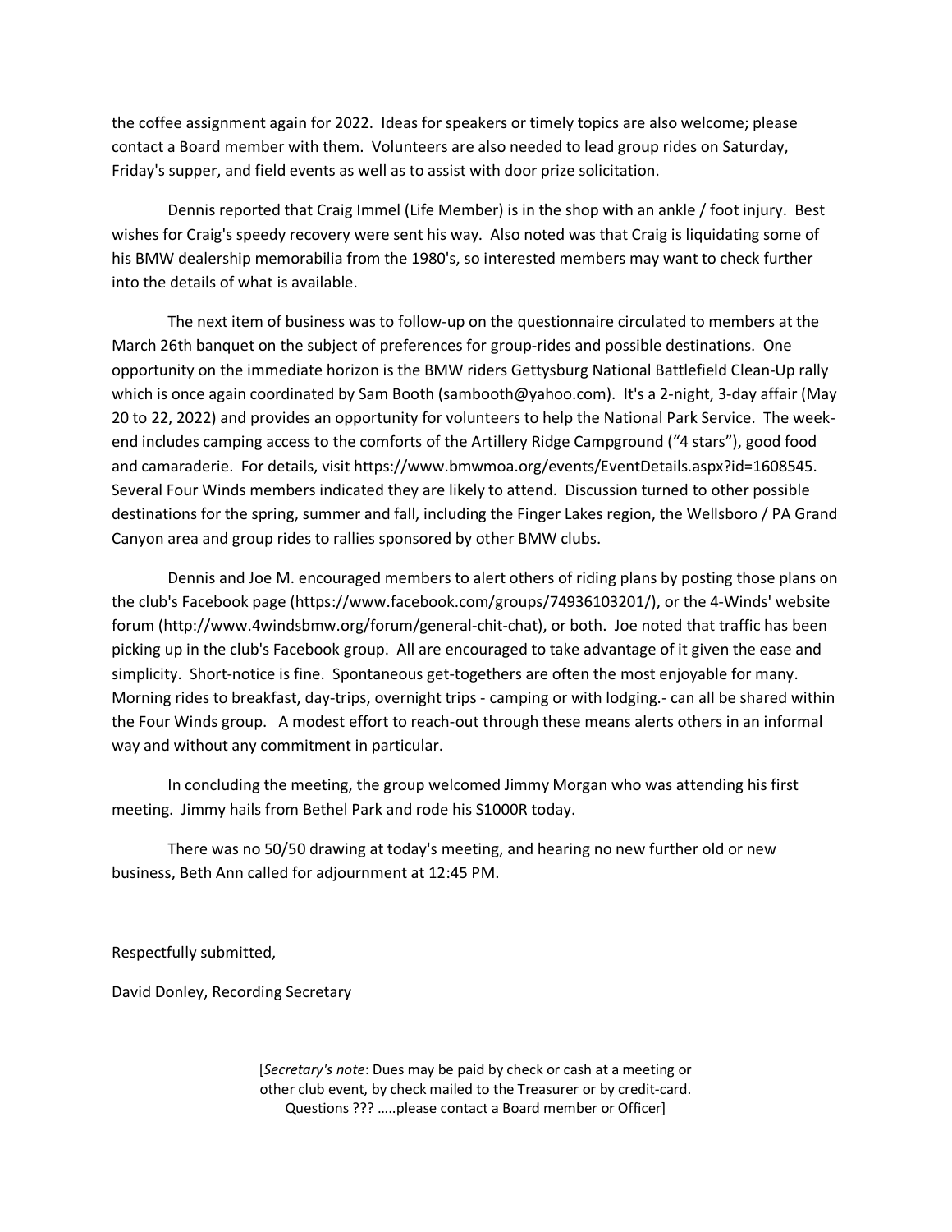the coffee assignment again for 2022. Ideas for speakers or timely topics are also welcome; please contact a Board member with them. Volunteers are also needed to lead group rides on Saturday, Friday's supper, and field events as well as to assist with door prize solicitation.

Dennis reported that Craig Immel (Life Member) is in the shop with an ankle / foot injury. Best wishes for Craig's speedy recovery were sent his way. Also noted was that Craig is liquidating some of his BMW dealership memorabilia from the 1980's, so interested members may want to check further into the details of what is available.

The next item of business was to follow-up on the questionnaire circulated to members at the March 26th banquet on the subject of preferences for group-rides and possible destinations. One opportunity on the immediate horizon is the BMW riders Gettysburg National Battlefield Clean-Up rally which is once again coordinated by Sam Booth (sambooth@yahoo.com). It's a 2-night, 3-day affair (May 20 to 22, 2022) and provides an opportunity for volunteers to help the National Park Service. The week-end includes camping access to the comforts of the Artillery Ridge Campground ("4 stars"), good food and camaraderie. For details, visit https://www.bmwmoa.org/events/EventDetails.aspx?id=1608545. Several Four Winds members indicated they are likely to attend. Discussion turned to other possible destinations for the spring, summer and fall, including the Finger Lakes region, the Wellsboro / PA Grand Canyon area and group rides to rallies sponsored by other BMW clubs.

Dennis and Joe M. encouraged members to alert others of riding plans by posting those plans on the club's Facebook page (https://www.facebook.com/groups/74936103201/), or the 4-Winds' website forum (http://www.4windsbmw.org/forum/general-chit-chat), or both. Joe noted that traffic has been picking up in the club's Facebook group. All are encouraged to take advantage of it given the ease and simplicity. Short-notice is fine. Spontaneous get-togethers are often the most enjoyable for many. Morning rides to breakfast, day-trips, overnight trips - camping or with lodging.- can all be shared within the Four Winds group. A modest effort to reach-out through these means alerts others in an informal way and without any commitment in particular.

In concluding the meeting, the group welcomed Jimmy Morgan who was attending his first meeting. Jimmy hails from Bethel Park and rode his S1000R today.

There was no 50/50 drawing at today's meeting, and hearing no new further old or new business, Beth Ann called for adjournment at 12:45 PM.

Respectfully submitted,

David Donley, Recording Secretary

[*Secretary's note*: Dues may be paid by check or cash at a meeting or other club event, by check mailed to the Treasurer or by credit-card. Questions ??? …..please contact a Board member or Officer]